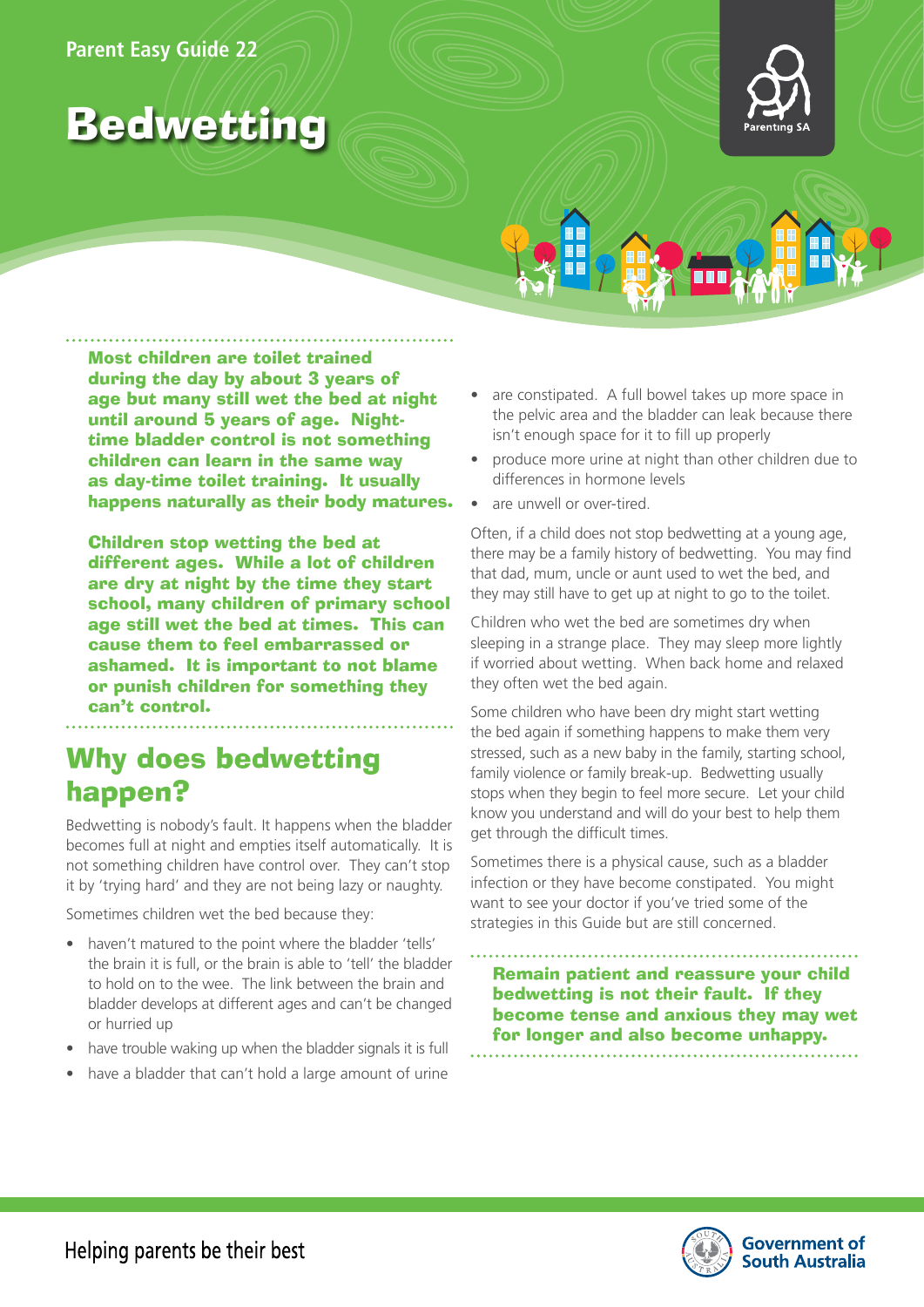Parent Easy Guide 22

# Bedwetting

**Most children are toilet trained during the day by about 3 years of age but many still wet the bed at night until around 5 years of age. Night-time bladder control is not something children can learn in the same way as day-time toilet training. It usually happens naturally as their body matures.**

**Children stop wetting the bed at different ages. While a lot of children are dry at night by the time they start school, many children of primary school age still wet the bed at times. This can cause them to feel embarrassed or ashamed. It is important to not blame or punish children for something they can't control.**

## Why does bedwetting happen?

Bedwetting is nobody's fault. It happens when the bladder becomes full at night and empties itself automatically. It is not something children have control over. They can't stop it by 'trying hard' and they are not being lazy or naughty.

Sometimes children wet the bed because they:

- haven't matured to the point where the bladder 'tells' the brain it is full, or the brain is able to 'tell' the bladder to hold on to the wee. The link between the brain and bladder develops at different ages and can't be changed or hurried up
- have trouble waking up when the bladder signals it is full
- have a bladder that can't hold a large amount of urine
- are constipated. A full bowel takes up more space in the pelvic area and the bladder can leak because there isn't enough space for it to fill up properly
- produce more urine at night than other children due to differences in hormone levels
- are unwell or over-tired.

Often, if a child does not stop bedwetting at a young age, there may be a family history of bedwetting. You may find that dad, mum, uncle or aunt used to wet the bed, and they may still have to get up at night to go to the toilet.

Children who wet the bed are sometimes dry when sleeping in a strange place. They may sleep more lightly if worried about wetting. When back home and relaxed they often wet the bed again.

Some children who have been dry might start wetting the bed again if something happens to make them very stressed, such as a new baby in the family, starting school, family violence or family break-up. Bedwetting usually stops when they begin to feel more secure. Let your child know you understand and will do your best to help them get through the difficult times.

Sometimes there is a physical cause, such as a bladder infection or they have become constipated. You might want to see your doctor if you've tried some of the strategies in this Guide but are still concerned.

**Remain patient and reassure your child bedwetting is not their fault. If they become tense and anxious they may wet for longer and also become unhappy.**

Helping parents be their best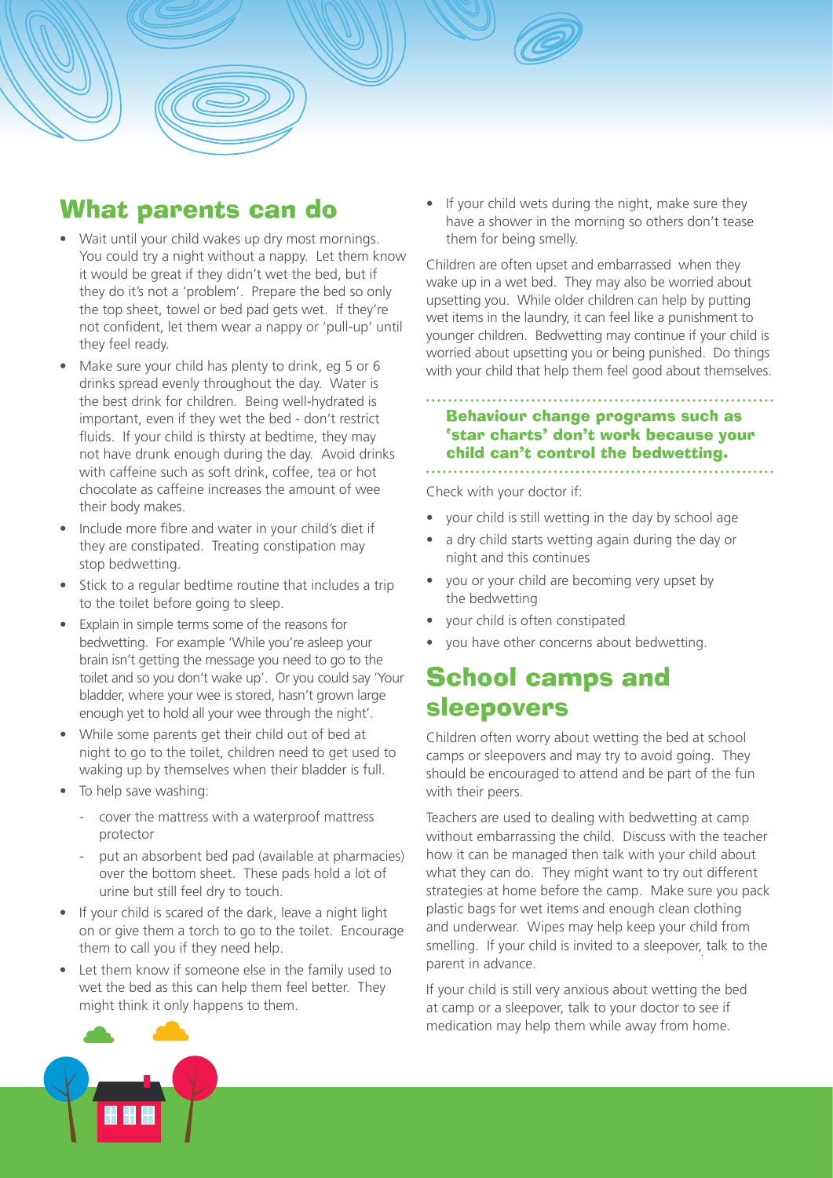## What parents can do

- Wait until your child wakes up dry most mornings. You could try a night without a nappy. Let them know it would be great if they didn't wet the bed, but if they do it's not a 'problem'. Prepare the bed so only the top sheet, towel or bed pad gets wet. If they're not confident, let them wear a nappy or 'pull-up' until they feel ready.
- Make sure your child has plenty to drink, eg 5 or 6 drinks spread evenly throughout the day. Water is the best drink for children. Being well-hydrated is important, even if they wet the bed - don't restrict fluids. If your child is thirsty at bedtime, they may not have drunk enough during the day. Avoid drinks with caffeine such as soft drink, coffee, tea or hot chocolate as caffeine increases the amount of wee their body makes.
- Include more fibre and water in your child's diet if they are constipated. Treating constipation may stop bedwetting.
- Stick to a regular bedtime routine that includes a trip to the toilet before going to sleep.
- Explain in simple terms some of the reasons for bedwetting. For example 'While you're asleep your brain isn't getting the message you need to go to the toilet and so you don't wake up'. Or you could say 'Your bladder, where your wee is stored, hasn't grown large enough yet to hold all your wee through the night'.
- While some parents get their child out of bed at night to go to the toilet, children need to get used to waking up by themselves when their bladder is full.
- To help save washing:
  - cover the mattress with a waterproof mattress protector
  - put an absorbent bed pad (available at pharmacies) over the bottom sheet. These pads hold a lot of urine but still feel dry to touch.
- If your child is scared of the dark, leave a night light on or give them a torch to go to the toilet. Encourage them to call you if they need help.
- Let them know if someone else in the family used to wet the bed as this can help them feel better. They might think it only happens to them.
- If your child wets during the night, make sure they have a shower in the morning so others don't tease them for being smelly.

Children are often upset and embarrassed when they wake up in a wet bed. They may also be worried about upsetting you. While older children can help by putting wet items in the laundry, it can feel like a punishment to younger children. Bedwetting may continue if your child is worried about upsetting you or being punished. Do things with your child that help them feel good about themselves.

**Behaviour change programs such as 'star charts' don't work because your child can't control the bedwetting.**

Check with your doctor if:

- your child is still wetting in the day by school age
- a dry child starts wetting again during the day or night and this continues
- you or your child are becoming very upset by the bedwetting
- your child is often constipated
- you have other concerns about bedwetting.

## School camps and sleepovers

Children often worry about wetting the bed at school camps or sleepovers and may try to avoid going. They should be encouraged to attend and be part of the fun with their peers.

Teachers are used to dealing with bedwetting at camp without embarrassing the child. Discuss with the teacher how it can be managed then talk with your child about what they can do. They might want to try out different strategies at home before the camp. Make sure you pack plastic bags for wet items and enough clean clothing and underwear. Wipes may help keep your child from smelling. If your child is invited to a sleepover, talk to the parent in advance.

If your child is still very anxious about wetting the bed at camp or a sleepover, talk to your doctor to see if medication may help them while away from home.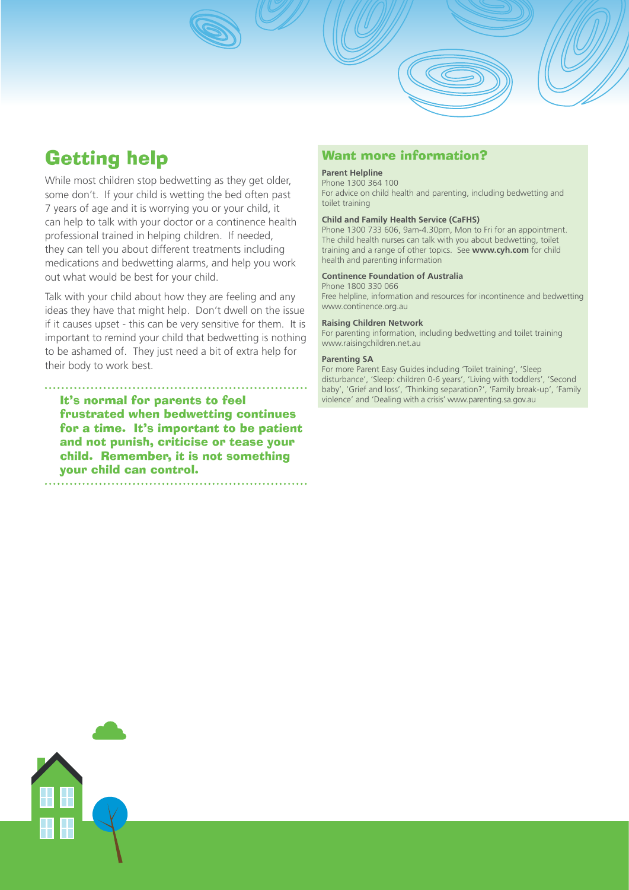## Getting help

While most children stop bedwetting as they get older, some don't. If your child is wetting the bed often past 7 years of age and it is worrying you or your child, it can help to talk with your doctor or a continence health professional trained in helping children. If needed, they can tell you about different treatments including medications and bedwetting alarms, and help you work out what would be best for your child.

Talk with your child about how they are feeling and any ideas they have that might help. Don't dwell on the issue if it causes upset - this can be very sensitive for them. It is important to remind your child that bedwetting is nothing to be ashamed of. They just need a bit of extra help for their body to work best.

**It's normal for parents to feel frustrated when bedwetting continues for a time. It's important to be patient and not punish, criticise or tease your child. Remember, it is not something your child can control.**

## Want more information?

**Parent Helpline**
Phone 1300 364 100
For advice on child health and parenting, including bedwetting and toilet training

**Child and Family Health Service (CaFHS)**
Phone 1300 733 606, 9am-4.30pm, Mon to Fri for an appointment. The child health nurses can talk with you about bedwetting, toilet training and a range of other topics. See **www.cyh.com** for child health and parenting information

**Continence Foundation of Australia**
Phone 1800 330 066
Free helpline, information and resources for incontinence and bedwetting www.continence.org.au

**Raising Children Network**
For parenting information, including bedwetting and toilet training www.raisingchildren.net.au

**Parenting SA**
For more Parent Easy Guides including 'Toilet training', 'Sleep disturbance', 'Sleep: children 0-6 years', 'Living with toddlers', 'Second baby', 'Grief and loss', 'Thinking separation?', 'Family break-up', 'Family violence' and 'Dealing with a crisis' www.parenting.sa.gov.au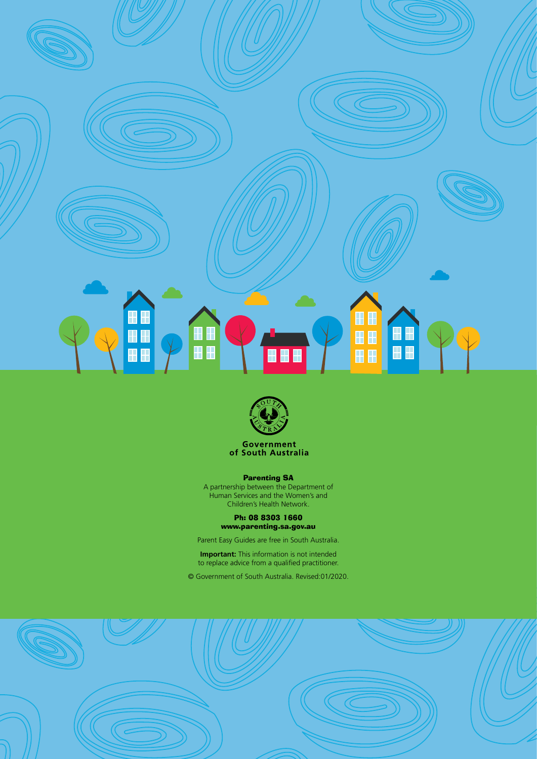Government
of South Australia

**Parenting SA**

A partnership between the Department of Human Services and the Women's and Children's Health Network.

**Ph: 08 8303 1660**
**www.parenting.sa.gov.au**

Parent Easy Guides are free in South Australia.

**Important:** This information is not intended to replace advice from a qualified practitioner.

© Government of South Australia. Revised:01/2020.